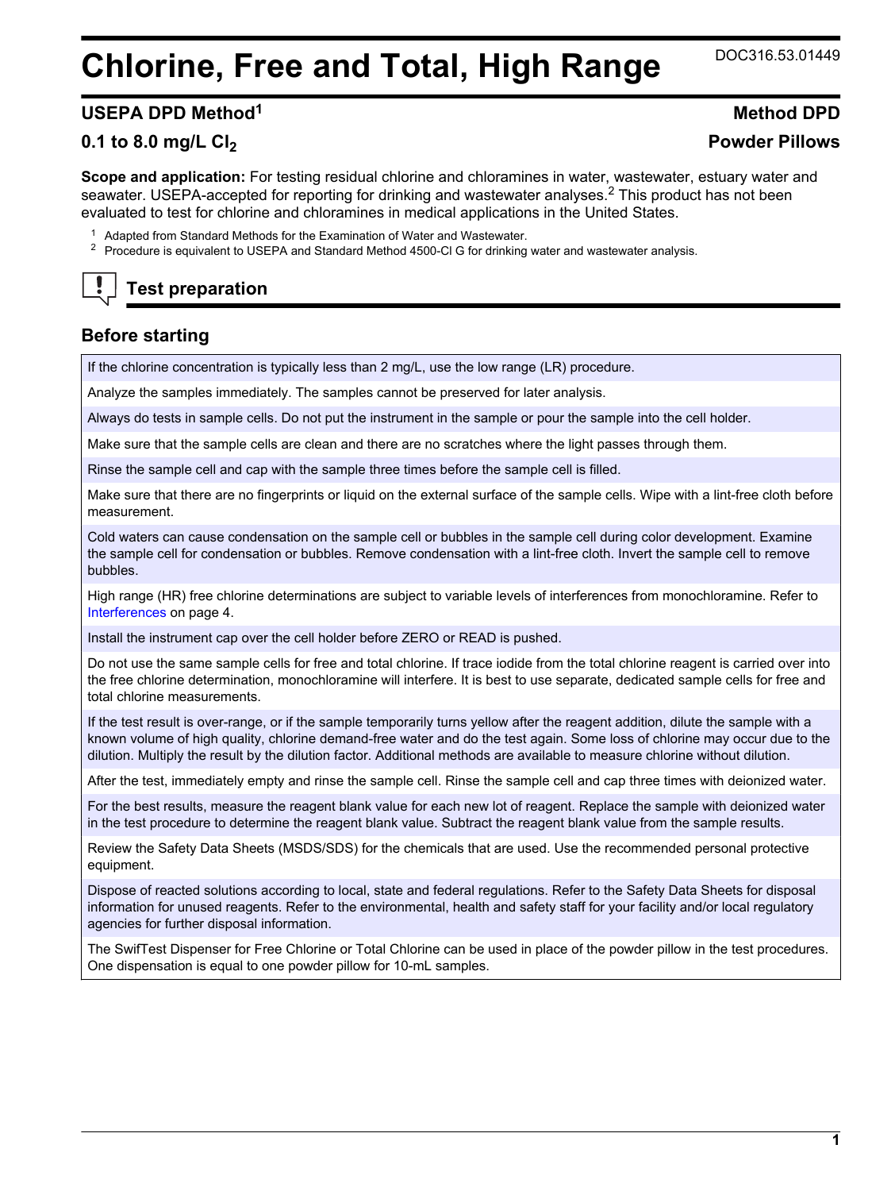# Chlorine, Free and Total, High Range

DOC316.53.01449

## USEPA DPD Method[1]

**Method DPD**

## 0.1 to 8.0 mg/L $Cl_2$

**Powder Pillows**

**Scope and application:** For testing residual chlorine and chloramines in water, wastewater, estuary water and seawater. USEPA-accepted for reporting for drinking and wastewater analyses.[2] This product has not been evaluated to test for chlorine and chloramines in medical applications in the United States.

[1] Adapted from Standard Methods for the Examination of Water and Wastewater.

[2] Procedure is equivalent to USEPA and Standard Method 4500-Cl G for drinking water and wastewater analysis.

## Test preparation

### Before starting

| |
|---|
| If the chlorine concentration is typically less than 2 mg/L, use the low range (LR) procedure. |
| Analyze the samples immediately. The samples cannot be preserved for later analysis. |
| Always do tests in sample cells. Do not put the instrument in the sample or pour the sample into the cell holder. |
| Make sure that the sample cells are clean and there are no scratches where the light passes through them. |
| Rinse the sample cell and cap with the sample three times before the sample cell is filled. |
| Make sure that there are no fingerprints or liquid on the external surface of the sample cells. Wipe with a lint-free cloth before measurement. |
| Cold waters can cause condensation on the sample cell or bubbles in the sample cell during color development. Examine the sample cell for condensation or bubbles. Remove condensation with a lint-free cloth. Invert the sample cell to remove bubbles. |
| High range (HR) free chlorine determinations are subject to variable levels of interferences from monochloramine. Refer to Interferences on page 4. |
| Install the instrument cap over the cell holder before ZERO or READ is pushed. |
| Do not use the same sample cells for free and total chlorine. If trace iodide from the total chlorine reagent is carried over into the free chlorine determination, monochloramine will interfere. It is best to use separate, dedicated sample cells for free and total chlorine measurements. |
| If the test result is over-range, or if the sample temporarily turns yellow after the reagent addition, dilute the sample with a known volume of high quality, chlorine demand-free water and do the test again. Some loss of chlorine may occur due to the dilution. Multiply the result by the dilution factor. Additional methods are available to measure chlorine without dilution. |
| After the test, immediately empty and rinse the sample cell. Rinse the sample cell and cap three times with deionized water. |
| For the best results, measure the reagent blank value for each new lot of reagent. Replace the sample with deionized water in the test procedure to determine the reagent blank value. Subtract the reagent blank value from the sample results. |
| Review the Safety Data Sheets (MSDS/SDS) for the chemicals that are used. Use the recommended personal protective equipment. |
| Dispose of reacted solutions according to local, state and federal regulations. Refer to the Safety Data Sheets for disposal information for unused reagents. Refer to the environmental, health and safety staff for your facility and/or local regulatory agencies for further disposal information. |
| The SwifTest Dispenser for Free Chlorine or Total Chlorine can be used in place of the powder pillow in the test procedures. One dispensation is equal to one powder pillow for 10-mL samples. |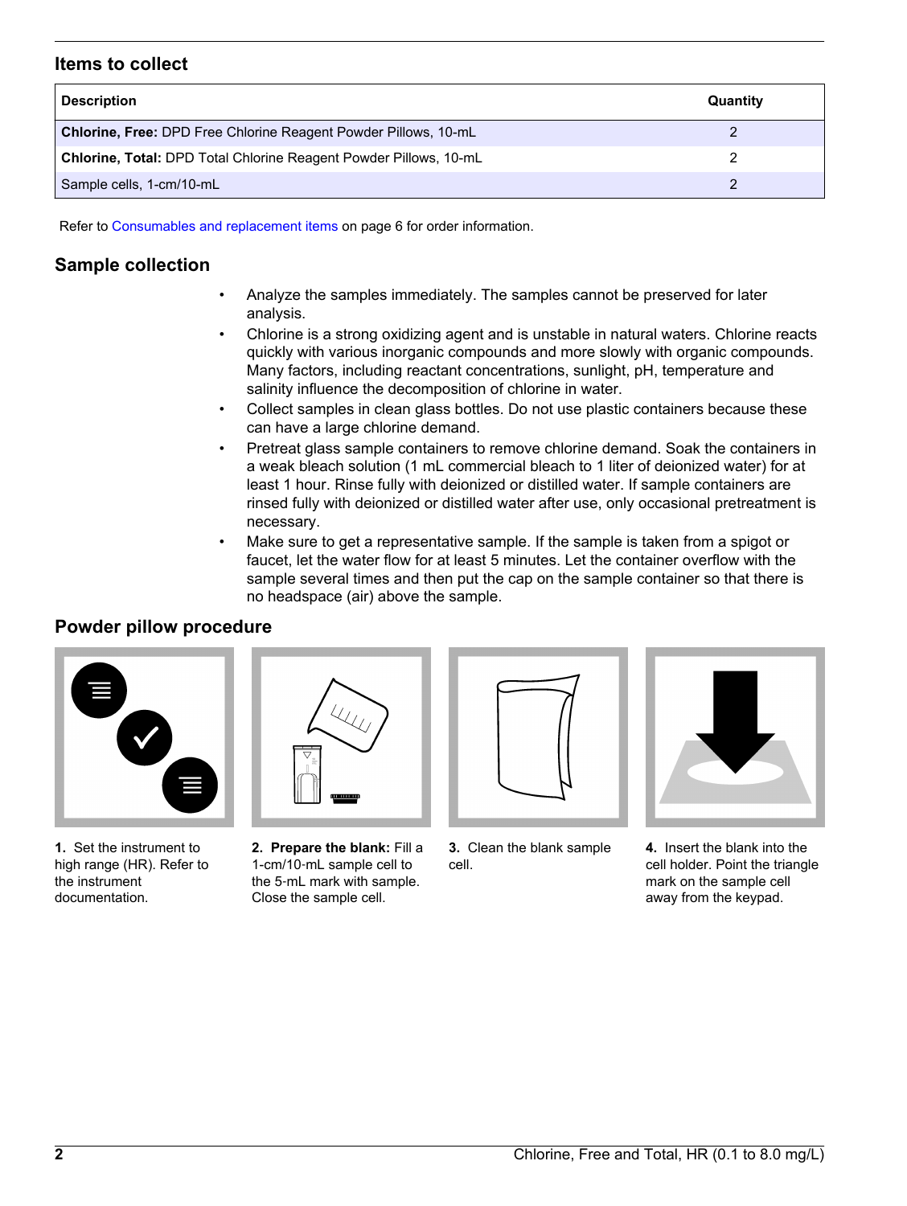## Items to collect

| Description | Quantity |
| --- | --- |
| **Chlorine, Free:** DPD Free Chlorine Reagent Powder Pillows, 10-mL | 2 |
| **Chlorine, Total:** DPD Total Chlorine Reagent Powder Pillows, 10-mL | 2 |
| Sample cells, 1-cm/10-mL | 2 |

Refer to Consumables and replacement items on page 6 for order information.

## Sample collection

- Analyze the samples immediately. The samples cannot be preserved for later analysis.
- Chlorine is a strong oxidizing agent and is unstable in natural waters. Chlorine reacts quickly with various inorganic compounds and more slowly with organic compounds. Many factors, including reactant concentrations, sunlight, pH, temperature and salinity influence the decomposition of chlorine in water.
- Collect samples in clean glass bottles. Do not use plastic containers because these can have a large chlorine demand.
- Pretreat glass sample containers to remove chlorine demand. Soak the containers in a weak bleach solution (1 mL commercial bleach to 1 liter of deionized water) for at least 1 hour. Rinse fully with deionized or distilled water. If sample containers are rinsed fully with deionized or distilled water after use, only occasional pretreatment is necessary.
- Make sure to get a representative sample. If the sample is taken from a spigot or faucet, let the water flow for at least 5 minutes. Let the container overflow with the sample several times and then put the cap on the sample container so that there is no headspace (air) above the sample.

## Powder pillow procedure

**1.** Set the instrument to high range (HR). Refer to the instrument documentation.

**2. Prepare the blank:** Fill a 1-cm/10-mL sample cell to the 5-mL mark with sample. Close the sample cell.

**3.** Clean the blank sample cell.

**4.** Insert the blank into the cell holder. Point the triangle mark on the sample cell away from the keypad.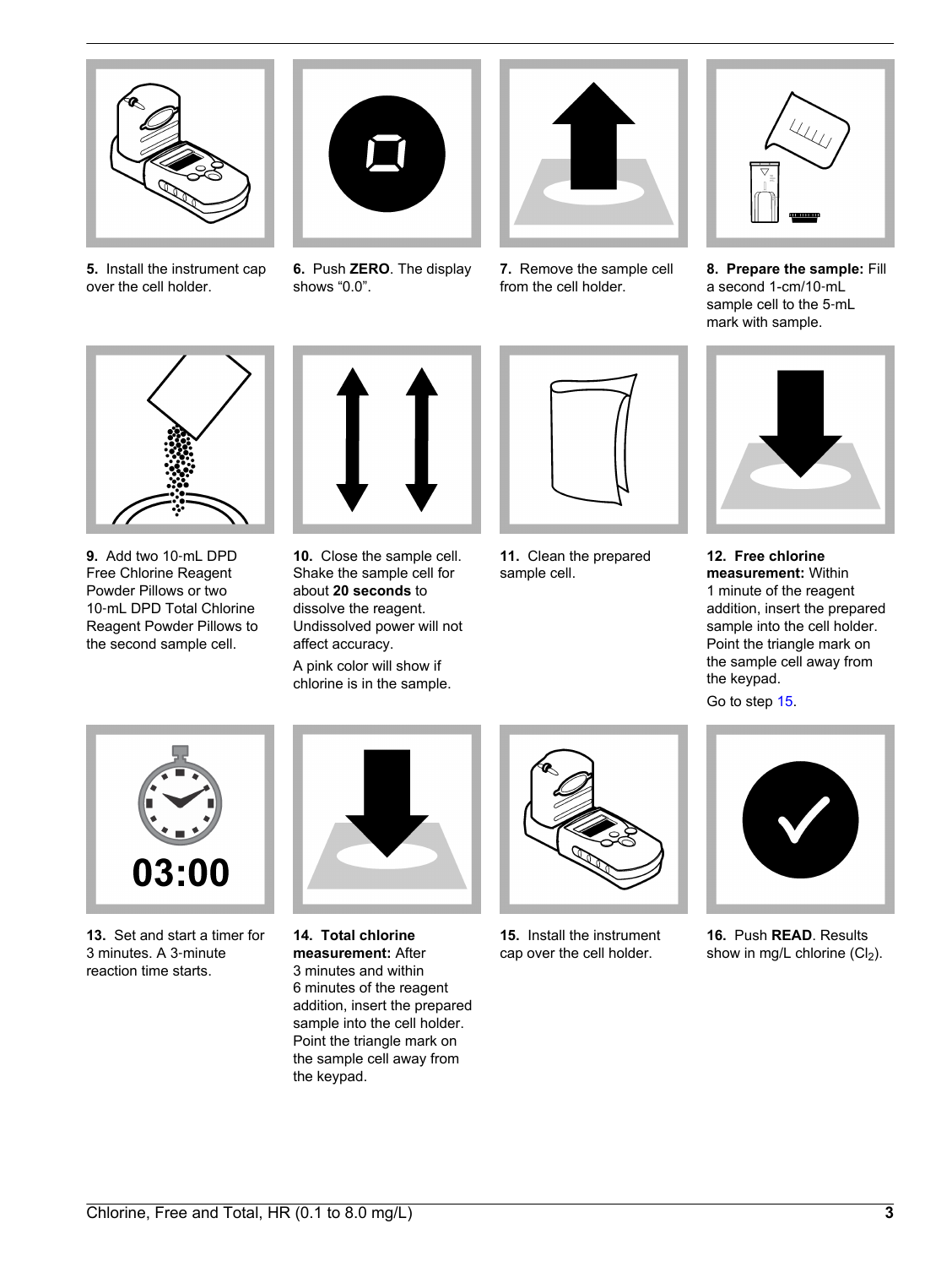**5.** Install the instrument cap over the cell holder.

**6.** Push **ZERO**. The display shows “0.0”.

**7.** Remove the sample cell from the cell holder.

**8. Prepare the sample:** Fill a second 1-cm/10-mL sample cell to the 5-mL mark with sample.

**9.** Add two 10-mL DPD Free Chlorine Reagent Powder Pillows or two 10-mL DPD Total Chlorine Reagent Powder Pillows to the second sample cell.

**10.** Close the sample cell. Shake the sample cell for about **20 seconds** to dissolve the reagent. Undissolved power will not affect accuracy.

A pink color will show if chlorine is in the sample.

**11.** Clean the prepared sample cell.

**12. Free chlorine measurement:** Within 1 minute of the reagent addition, insert the prepared sample into the cell holder. Point the triangle mark on the sample cell away from the keypad.

Go to step 15.

**13.** Set and start a timer for 3 minutes. A 3-minute reaction time starts.

03:00

**14. Total chlorine measurement:** After 3 minutes and within 6 minutes of the reagent addition, insert the prepared sample into the cell holder. Point the triangle mark on the sample cell away from the keypad.

**15.** Install the instrument cap over the cell holder.

**16.** Push **READ**. Results show in mg/L chlorine ($Cl_2$).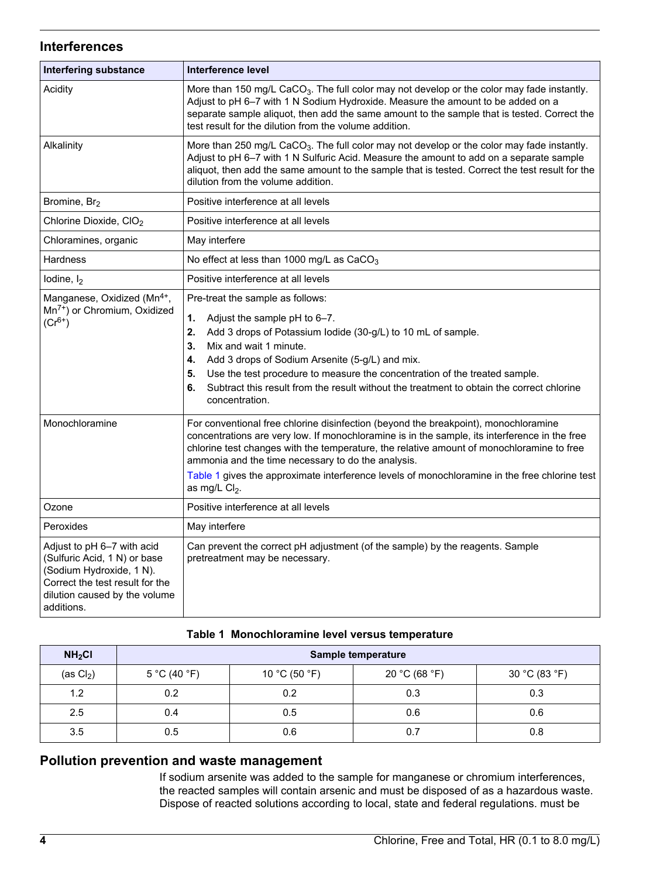## Interferences

| Interfering substance | Interference level |
| --- | --- |
| Acidity | More than 150 mg/L $CaCO_3$. The full color may not develop or the color may fade instantly. Adjust to pH 6–7 with 1 N Sodium Hydroxide. Measure the amount to be added on a separate sample aliquot, then add the same amount to the sample that is tested. Correct the test result for the dilution from the volume addition. |
| Alkalinity | More than 250 mg/L $CaCO_3$. The full color may not develop or the color may fade instantly. Adjust to pH 6–7 with 1 N Sulfuric Acid. Measure the amount to add on a separate sample aliquot, then add the same amount to the sample that is tested. Correct the test result for the dilution from the volume addition. |
| Bromine, $Br_2$ | Positive interference at all levels |
| Chlorine Dioxide, $ClO_2$ | Positive interference at all levels |
| Chloramines, organic | May interfere |
| Hardness | No effect at less than 1000 mg/L as $CaCO_3$ |
| Iodine, $I_2$ | Positive interference at all levels |
| Manganese, Oxidized ($Mn^{4+}$, $Mn^{7+}$) or Chromium, Oxidized ($Cr^{6+}$) | Pre-treat the sample as follows: 1. Adjust the sample pH to 6–7. 2. Add 3 drops of Potassium Iodide (30-g/L) to 10 mL of sample. 3. Mix and wait 1 minute. 4. Add 3 drops of Sodium Arsenite (5-g/L) and mix. 5. Use the test procedure to measure the concentration of the treated sample. 6. Subtract this result from the result without the treatment to obtain the correct chlorine concentration. |
| Monochloramine | For conventional free chlorine disinfection (beyond the breakpoint), monochloramine concentrations are very low. If monochloramine is in the sample, its interference in the free chlorine test changes with the temperature, the relative amount of monochloramine to free ammonia and the time necessary to do the analysis. Table 1 gives the approximate interference levels of monochloramine in the free chlorine test as mg/L $Cl_2$. |
| Ozone | Positive interference at all levels |
| Peroxides | May interfere |
| Adjust to pH 6–7 with acid (Sulfuric Acid, 1 N) or base (Sodium Hydroxide, 1 N). Correct the test result for the dilution caused by the volume additions. | Can prevent the correct pH adjustment (of the sample) by the reagents. Sample pretreatment may be necessary. |

**Table 1 Monochloramine level versus temperature**

| $NH_2Cl$ | Sample temperature | | | |
| --- | --- | --- | --- | --- |
| (as $Cl_2$) | 5 °C (40 °F) | 10 °C (50 °F) | 20 °C (68 °F) | 30 °C (83 °F) |
| 1.2 | 0.2 | 0.2 | 0.3 | 0.3 |
| 2.5 | 0.4 | 0.5 | 0.6 | 0.6 |
| 3.5 | 0.5 | 0.6 | 0.7 | 0.8 |

## Pollution prevention and waste management

If sodium arsenite was added to the sample for manganese or chromium interferences, the reacted samples will contain arsenic and must be disposed of as a hazardous waste. Dispose of reacted solutions according to local, state and federal regulations. must be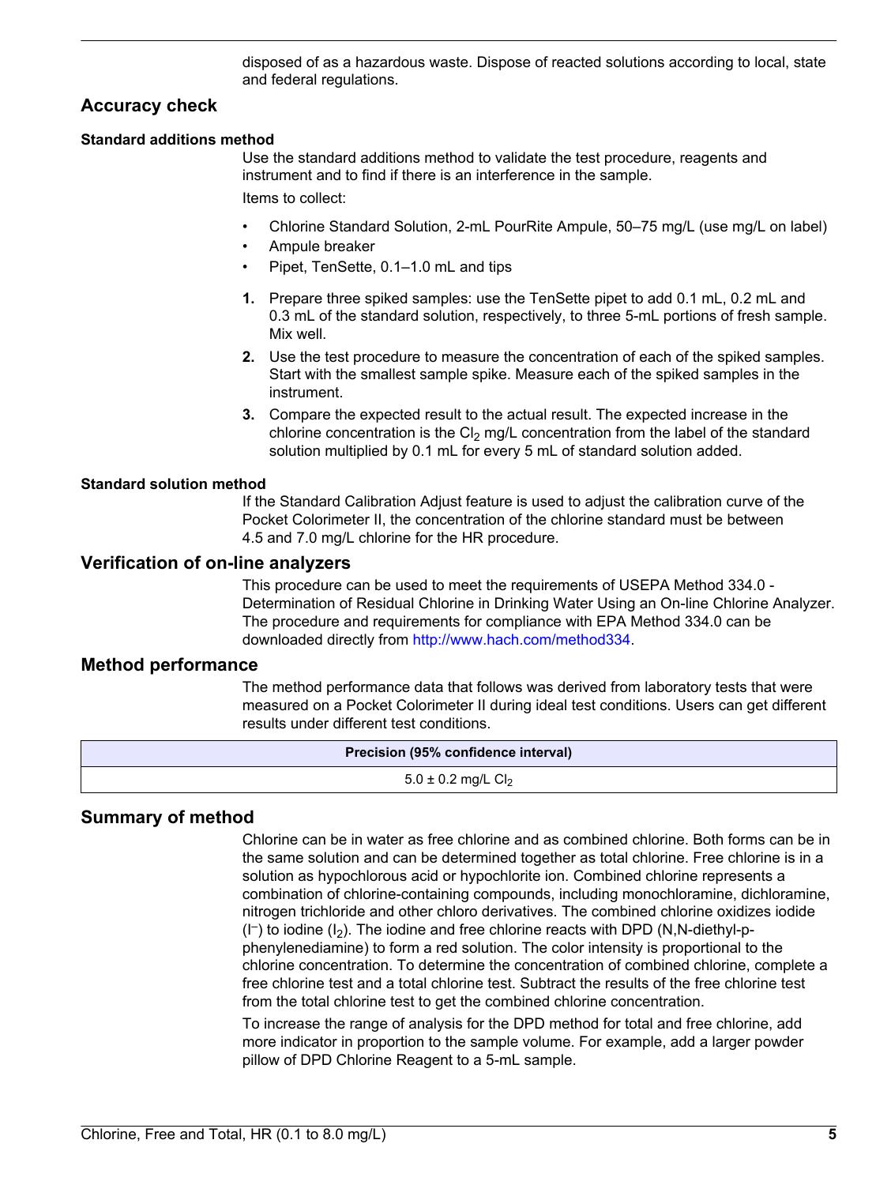disposed of as a hazardous waste. Dispose of reacted solutions according to local, state and federal regulations.

## Accuracy check

### Standard additions method

Use the standard additions method to validate the test procedure, reagents and instrument and to find if there is an interference in the sample.

Items to collect:

- Chlorine Standard Solution, 2-mL PourRite Ampule, 50–75 mg/L (use mg/L on label)
- Ampule breaker
- Pipet, TenSette, 0.1–1.0 mL and tips

1. Prepare three spiked samples: use the TenSette pipet to add 0.1 mL, 0.2 mL and 0.3 mL of the standard solution, respectively, to three 5-mL portions of fresh sample. Mix well.
2. Use the test procedure to measure the concentration of each of the spiked samples. Start with the smallest sample spike. Measure each of the spiked samples in the instrument.
3. Compare the expected result to the actual result. The expected increase in the chlorine concentration is the $Cl_2$ mg/L concentration from the label of the standard solution multiplied by 0.1 mL for every 5 mL of standard solution added.

### Standard solution method

If the Standard Calibration Adjust feature is used to adjust the calibration curve of the Pocket Colorimeter II, the concentration of the chlorine standard must be between 4.5 and 7.0 mg/L chlorine for the HR procedure.

## Verification of on-line analyzers

This procedure can be used to meet the requirements of USEPA Method 334.0 - Determination of Residual Chlorine in Drinking Water Using an On-line Chlorine Analyzer. The procedure and requirements for compliance with EPA Method 334.0 can be downloaded directly from http://www.hach.com/method334.

## Method performance

The method performance data that follows was derived from laboratory tests that were measured on a Pocket Colorimeter II during ideal test conditions. Users can get different results under different test conditions.

| Precision (95% confidence interval) |
| --- |
| 5.0 ± 0.2 mg/L $Cl_2$ |

## Summary of method

Chlorine can be in water as free chlorine and as combined chlorine. Both forms can be in the same solution and can be determined together as total chlorine. Free chlorine is in a solution as hypochlorous acid or hypochlorite ion. Combined chlorine represents a combination of chlorine-containing compounds, including monochloramine, dichloramine, nitrogen trichloride and other chloro derivatives. The combined chlorine oxidizes iodide ($I^-$) to iodine ($I_2$). The iodine and free chlorine reacts with DPD (N,N-diethyl-p-phenylenediamine) to form a red solution. The color intensity is proportional to the chlorine concentration. To determine the concentration of combined chlorine, complete a free chlorine test and a total chlorine test. Subtract the results of the free chlorine test from the total chlorine test to get the combined chlorine concentration.

To increase the range of analysis for the DPD method for total and free chlorine, add more indicator in proportion to the sample volume. For example, add a larger powder pillow of DPD Chlorine Reagent to a 5-mL sample.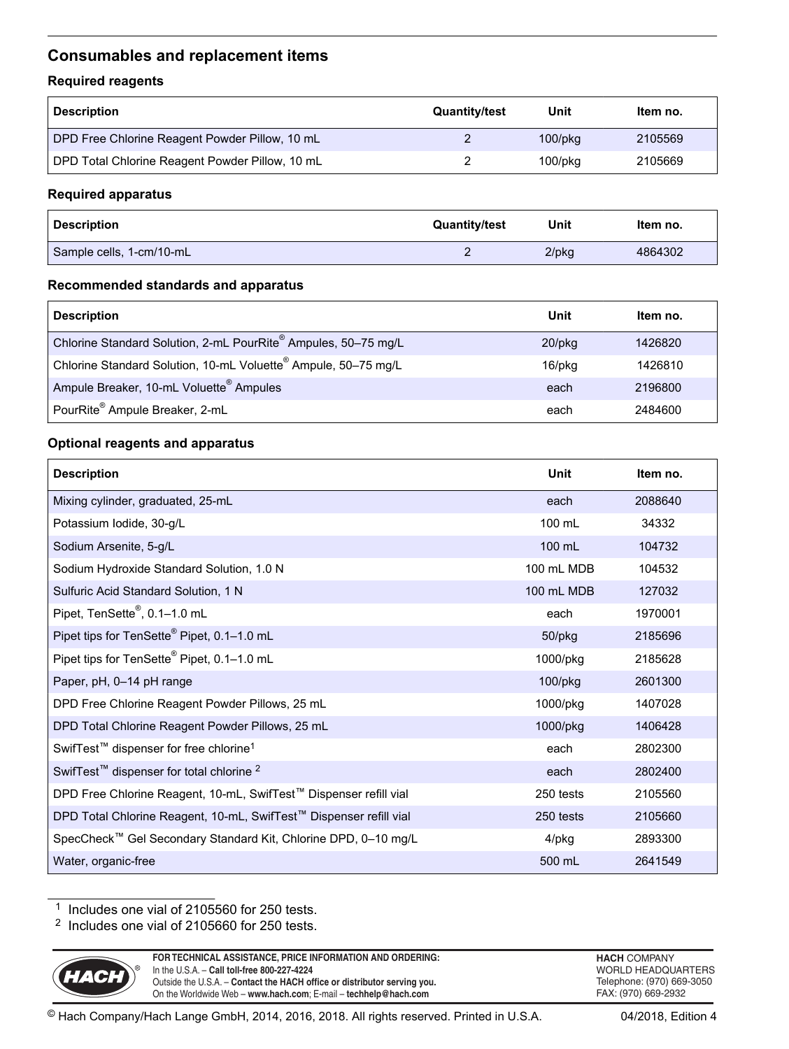## Consumables and replacement items

### Required reagents

| Description | Quantity/test | Unit | Item no. |
|---|---|---|---|
| DPD Free Chlorine Reagent Powder Pillow, 10 mL | 2 | 100/pkg | 2105569 |
| DPD Total Chlorine Reagent Powder Pillow, 10 mL | 2 | 100/pkg | 2105669 |

### Required apparatus

| Description | Quantity/test | Unit | Item no. |
|---|---|---|---|
| Sample cells, 1-cm/10-mL | 2 | 2/pkg | 4864302 |

### Recommended standards and apparatus

| Description | Unit | Item no. |
|---|---|---|
| Chlorine Standard Solution, 2-mL PourRite® Ampules, 50–75 mg/L | 20/pkg | 1426820 |
| Chlorine Standard Solution, 10-mL Voluette® Ampule, 50–75 mg/L | 16/pkg | 1426810 |
| Ampule Breaker, 10-mL Voluette® Ampules | each | 2196800 |
| PourRite® Ampule Breaker, 2-mL | each | 2484600 |

### Optional reagents and apparatus

| Description | Unit | Item no. |
|---|---|---|
| Mixing cylinder, graduated, 25-mL | each | 2088640 |
| Potassium Iodide, 30-g/L | 100 mL | 34332 |
| Sodium Arsenite, 5-g/L | 100 mL | 104732 |
| Sodium Hydroxide Standard Solution, 1.0 N | 100 mL MDB | 104532 |
| Sulfuric Acid Standard Solution, 1 N | 100 mL MDB | 127032 |
| Pipet, TenSette®, 0.1–1.0 mL | each | 1970001 |
| Pipet tips for TenSette® Pipet, 0.1–1.0 mL | 50/pkg | 2185696 |
| Pipet tips for TenSette® Pipet, 0.1–1.0 mL | 1000/pkg | 2185628 |
| Paper, pH, 0–14 pH range | 100/pkg | 2601300 |
| DPD Free Chlorine Reagent Powder Pillows, 25 mL | 1000/pkg | 1407028 |
| DPD Total Chlorine Reagent Powder Pillows, 25 mL | 1000/pkg | 1406428 |
| SwifTest™ dispenser for free chlorine[1] | each | 2802300 |
| SwifTest™ dispenser for total chlorine [2] | each | 2802400 |
| DPD Free Chlorine Reagent, 10-mL, SwifTest™ Dispenser refill vial | 250 tests | 2105560 |
| DPD Total Chlorine Reagent, 10-mL, SwifTest™ Dispenser refill vial | 250 tests | 2105660 |
| SpecCheck™ Gel Secondary Standard Kit, Chlorine DPD, 0–10 mg/L | 4/pkg | 2893300 |
| Water, organic-free | 500 mL | 2641549 |

[1] Includes one vial of 2105560 for 250 tests.
[2] Includes one vial of 2105660 for 250 tests.

**FOR TECHNICAL ASSISTANCE, PRICE INFORMATION AND ORDERING:**
In the U.S.A. – **Call toll-free 800-227-4224**
Outside the U.S.A. – **Contact the HACH office or distributor serving you.**
On the Worldwide Web – **www.hach.com**; E-mail – **techhelp@hach.com**

**HACH** COMPANY
WORLD HEADQUARTERS
Telephone: (970) 669-3050
FAX: (970) 669-2932

© Hach Company/Hach Lange GmbH, 2014, 2016, 2018. All rights reserved. Printed in U.S.A. 04/2018, Edition 4